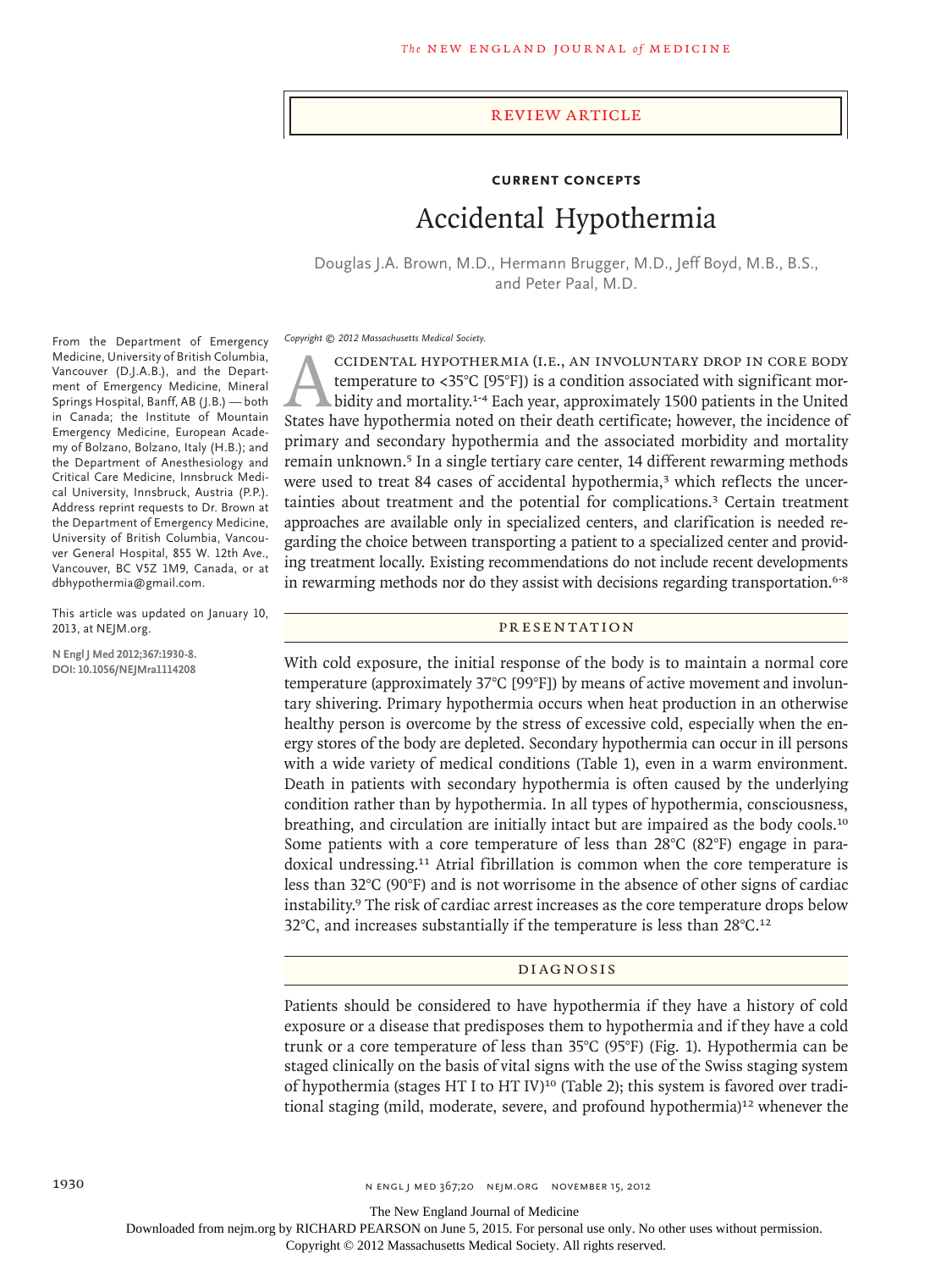Review Article

**Current Concepts**

# Accidental Hypothermia

Douglas J.A. Brown, M.D., Hermann Brugger, M.D., Jeff Boyd, M.B., B.S., and Peter Paal, M.D.

From the Department of Emergency Medicine, University of British Columbia, Vancouver (D.J.A.B.), and the Department of Emergency Medicine, Mineral Springs Hospital, Banff, AB (J.B.) — both in Canada; the Institute of Mountain Emergency Medicine, European Academy of Bolzano, Bolzano, Italy (H.B.); and the Department of Anesthesiology and Critical Care Medicine, Innsbruck Medical University, Innsbruck, Austria (P.P.). Address reprint requests to Dr. Brown at the Department of Emergency Medicine, University of British Columbia, Vancouver General Hospital, 855 W. 12th Ave., Vancouver, BC V5Z 1M9, Canada, or at dbhypothermia@gmail.com.

This article was updated on January 10, 2013, at NEJM.org.

**N Engl J Med 2012;367:1930-8.**
**DOI: 10.1056/NEJMra1114208**

*Copyright © 2012 Massachusetts Medical Society.*

Accidental hypothermia (i.e., an involuntary drop in core body temperature to <35°C [95°F]) is a condition associated with significant morbidity and mortality.[1-4] Each year, approximately 1500 patients in the United States have hypothermia noted on their death certificate; however, the incidence of primary and secondary hypothermia and the associated morbidity and mortality remain unknown.[5] In a single tertiary care center, 14 different rewarming methods were used to treat 84 cases of accidental hypothermia,[3] which reflects the uncertainties about treatment and the potential for complications.[3] Certain treatment approaches are available only in specialized centers, and clarification is needed regarding the choice between transporting a patient to a specialized center and providing treatment locally. Existing recommendations do not include recent developments in rewarming methods nor do they assist with decisions regarding transportation.[6-8]

## Presentation

With cold exposure, the initial response of the body is to maintain a normal core temperature (approximately 37°C [99°F]) by means of active movement and involuntary shivering. Primary hypothermia occurs when heat production in an otherwise healthy person is overcome by the stress of excessive cold, especially when the energy stores of the body are depleted. Secondary hypothermia can occur in ill persons with a wide variety of medical conditions (Table 1), even in a warm environment. Death in patients with secondary hypothermia is often caused by the underlying condition rather than by hypothermia. In all types of hypothermia, consciousness, breathing, and circulation are initially intact but are impaired as the body cools.[10] Some patients with a core temperature of less than 28°C (82°F) engage in paradoxical undressing.[11] Atrial fibrillation is common when the core temperature is less than 32°C (90°F) and is not worrisome in the absence of other signs of cardiac instability.[9] The risk of cardiac arrest increases as the core temperature drops below 32°C, and increases substantially if the temperature is less than 28°C.[12]

## Diagnosis

Patients should be considered to have hypothermia if they have a history of cold exposure or a disease that predisposes them to hypothermia and if they have a cold trunk or a core temperature of less than 35°C (95°F) (Fig. 1). Hypothermia can be staged clinically on the basis of vital signs with the use of the Swiss staging system of hypothermia (stages HT I to HT IV)[10] (Table 2); this system is favored over traditional staging (mild, moderate, severe, and profound hypothermia)[12] whenever the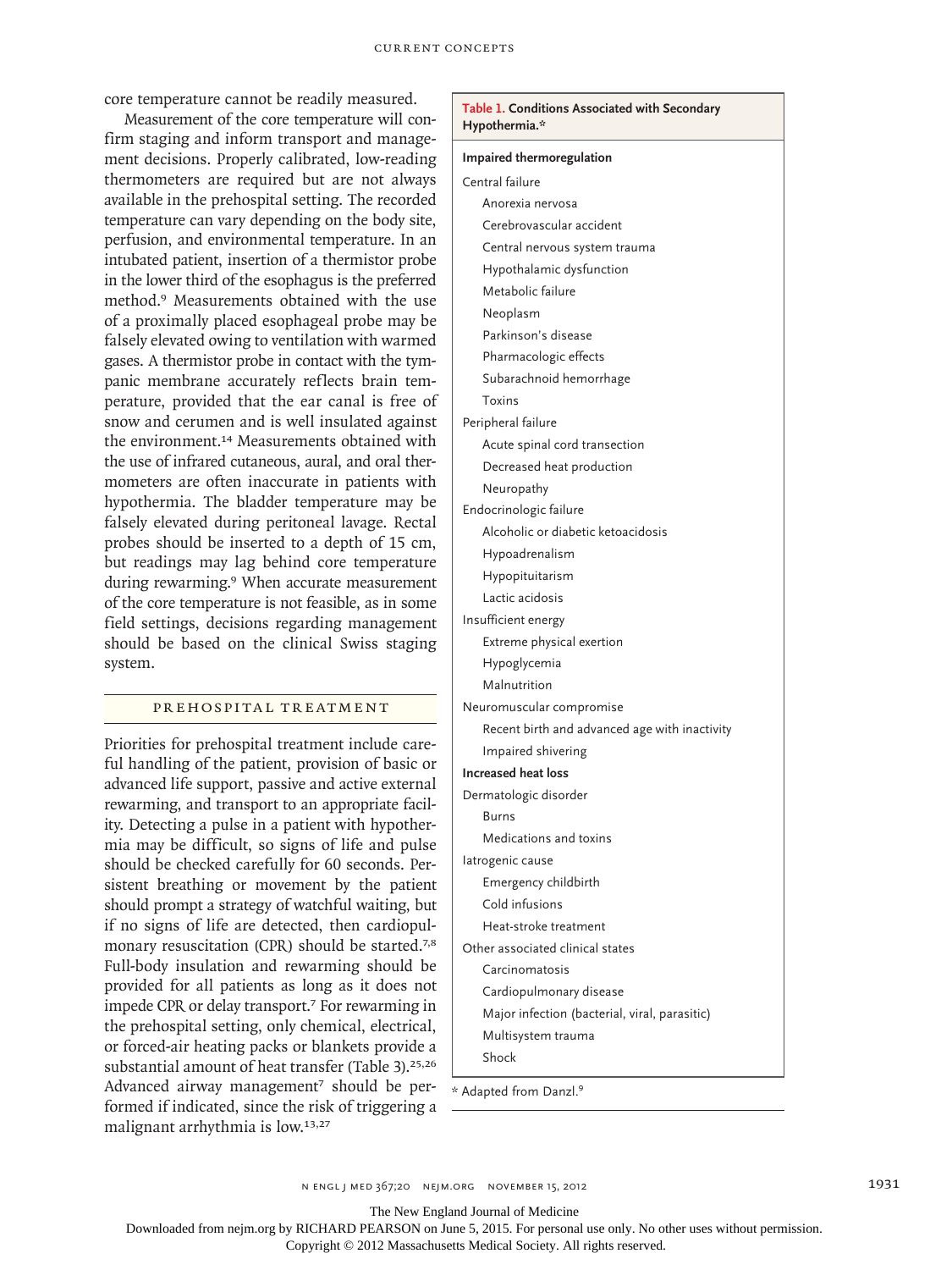core temperature cannot be readily measured.

Measurement of the core temperature will confirm staging and inform transport and management decisions. Properly calibrated, low-reading thermometers are required but are not always available in the prehospital setting. The recorded temperature can vary depending on the body site, perfusion, and environmental temperature. In an intubated patient, insertion of a thermistor probe in the lower third of the esophagus is the preferred method.[9] Measurements obtained with the use of a proximally placed esophageal probe may be falsely elevated owing to ventilation with warmed gases. A thermistor probe in contact with the tympanic membrane accurately reflects brain temperature, provided that the ear canal is free of snow and cerumen and is well insulated against the environment.[14] Measurements obtained with the use of infrared cutaneous, aural, and oral thermometers are often inaccurate in patients with hypothermia. The bladder temperature may be falsely elevated during peritoneal lavage. Rectal probes should be inserted to a depth of 15 cm, but readings may lag behind core temperature during rewarming.[9] When accurate measurement of the core temperature is not feasible, as in some field settings, decisions regarding management should be based on the clinical Swiss staging system.

## PREHOSPITAL TREATMENT

Priorities for prehospital treatment include careful handling of the patient, provision of basic or advanced life support, passive and active external rewarming, and transport to an appropriate facility. Detecting a pulse in a patient with hypothermia may be difficult, so signs of life and pulse should be checked carefully for 60 seconds. Persistent breathing or movement by the patient should prompt a strategy of watchful waiting, but if no signs of life are detected, then cardiopulmonary resuscitation (CPR) should be started.[7,8] Full-body insulation and rewarming should be provided for all patients as long as it does not impede CPR or delay transport.[7] For rewarming in the prehospital setting, only chemical, electrical, or forced-air heating packs or blankets provide a substantial amount of heat transfer (Table 3).[25,26] Advanced airway management[7] should be performed if indicated, since the risk of triggering a malignant arrhythmia is low.[13,27]

**Table 1. Conditions Associated with Secondary Hypothermia.***

| |
|---|
| **Impaired thermoregulation** |
| Central failure |
| Anorexia nervosa |
| Cerebrovascular accident |
| Central nervous system trauma |
| Hypothalamic dysfunction |
| Metabolic failure |
| Neoplasm |
| Parkinson's disease |
| Pharmacologic effects |
| Subarachnoid hemorrhage |
| Toxins |
| Peripheral failure |
| Acute spinal cord transection |
| Decreased heat production |
| Neuropathy |
| Endocrinologic failure |
| Alcoholic or diabetic ketoacidosis |
| Hypoadrenalism |
| Hypopituitarism |
| Lactic acidosis |
| Insufficient energy |
| Extreme physical exertion |
| Hypoglycemia |
| Malnutrition |
| Neuromuscular compromise |
| Recent birth and advanced age with inactivity |
| Impaired shivering |
| **Increased heat loss** |
| Dermatologic disorder |
| Burns |
| Medications and toxins |
| Iatrogenic cause |
| Emergency childbirth |
| Cold infusions |
| Heat-stroke treatment |
| Other associated clinical states |
| Carcinomatosis |
| Cardiopulmonary disease |
| Major infection (bacterial, viral, parasitic) |
| Multisystem trauma |
| Shock |

* Adapted from Danzl.[9]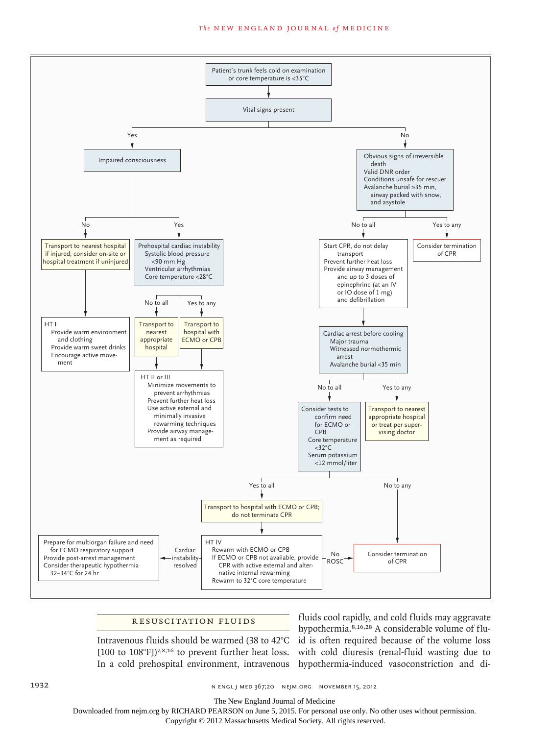Patient's trunk feels cold on examination or core temperature is <35°C

Vital signs present

- **Yes** → Impaired consciousness
  - **No** → Transport to nearest hospital if injured; consider on-site or hospital treatment if uninjured
    - HT I
      - Provide warm environment and clothing
      - Provide warm sweet drinks
      - Encourage active movement
  - **Yes** → Prehospital cardiac instability
    - Systolic blood pressure <90 mm Hg
    - Ventricular arrhythmias
    - Core temperature <28°C
    - **No to all** → Transport to nearest appropriate hospital
    - **Yes to any** → Transport to hospital with ECMO or CPB
    - HT II or III
      - Minimize movements to prevent arrhythmias
      - Prevent further heat loss
      - Use active external and minimally invasive rewarming techniques
      - Provide airway management as required
- **No** → Obvious signs of irreversible death; Valid DNR order; Conditions unsafe for rescuer; Avalanche burial ≥35 min, airway packed with snow, and asystole
  - **Yes to any** → Consider termination of CPR
  - **No to all** → Start CPR, do not delay transport; Prevent further heat loss; Provide airway management and up to 3 doses of epinephrine (at an IV or IO dose of 1 mg) and defibrillation
    - Cardiac arrest before cooling
      - Major trauma
      - Witnessed normothermic arrest
      - Avalanche burial <35 min
      - **Yes to any** → Transport to nearest appropriate hospital or treat per supervising doctor
      - **No to all** → Consider tests to confirm need for ECMO or CPB
        - Core temperature <32°C
        - Serum potassium <12 mmol/liter
        - **No to any** → Consider termination of CPR
        - **Yes to all** → Transport to hospital with ECMO or CPB; do not terminate CPR
          - HT IV
            - Rewarm with ECMO or CPB
            - If ECMO or CPB not available, provide CPR with active external and alternative internal rewarming
            - Rewarm to 32°C core temperature
            - **No ROSC** → Consider termination of CPR
            - **Cardiac instability resolved** → Prepare for multiorgan failure and need for ECMO respiratory support; Provide post-arrest management; Consider therapeutic hypothermia 32–34°C for 24 hr

## Resuscitation Fluids

Intravenous fluids should be warmed (38 to 42°C [100 to 108°F])[7,8,16] to prevent further heat loss. In a cold prehospital environment, intravenous fluids cool rapidly, and cold fluids may aggravate hypothermia.[8,16,28] A considerable volume of fluid is often required because of the volume loss with cold diuresis (renal-fluid wasting due to hypothermia-induced vasoconstriction and di-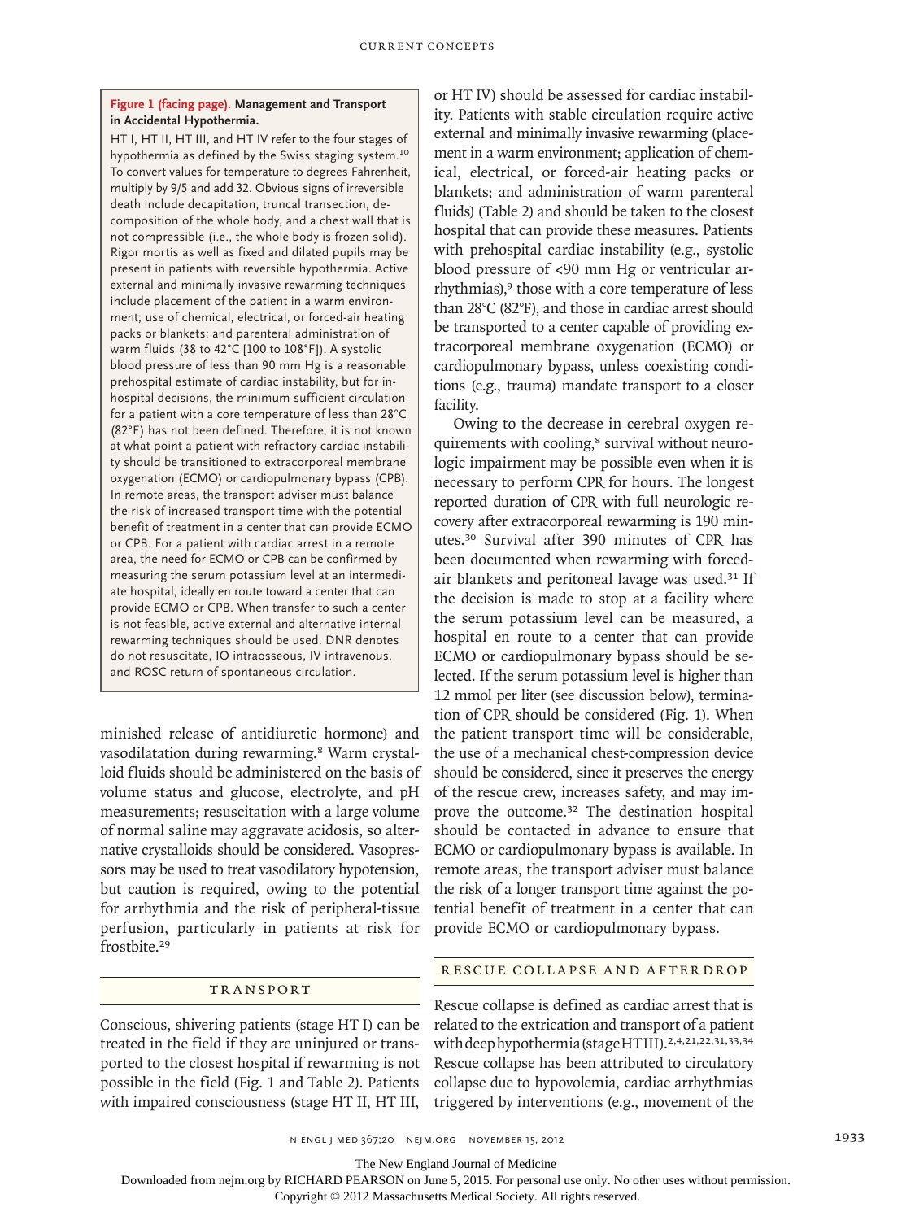**Figure 1 (facing page). Management and Transport in Accidental Hypothermia.**

HT I, HT II, HT III, and HT IV refer to the four stages of hypothermia as defined by the Swiss staging system.[10] To convert values for temperature to degrees Fahrenheit, multiply by 9/5 and add 32. Obvious signs of irreversible death include decapitation, truncal transection, decomposition of the whole body, and a chest wall that is not compressible (i.e., the whole body is frozen solid). Rigor mortis as well as fixed and dilated pupils may be present in patients with reversible hypothermia. Active external and minimally invasive rewarming techniques include placement of the patient in a warm environment; use of chemical, electrical, or forced-air heating packs or blankets; and parenteral administration of warm fluids (38 to 42°C [100 to 108°F]). A systolic blood pressure of less than 90 mm Hg is a reasonable prehospital estimate of cardiac instability, but for in-hospital decisions, the minimum sufficient circulation for a patient with a core temperature of less than 28°C (82°F) has not been defined. Therefore, it is not known at what point a patient with refractory cardiac instability should be transitioned to extracorporeal membrane oxygenation (ECMO) or cardiopulmonary bypass (CPB). In remote areas, the transport adviser must balance the risk of increased transport time with the potential benefit of treatment in a center that can provide ECMO or CPB. For a patient with cardiac arrest in a remote area, the need for ECMO or CPB can be confirmed by measuring the serum potassium level at an intermediate hospital, ideally en route toward a center that can provide ECMO or CPB. When transfer to such a center is not feasible, active external and alternative internal rewarming techniques should be used. DNR denotes do not resuscitate, IO intraosseous, IV intravenous, and ROSC return of spontaneous circulation.

minished release of antidiuretic hormone) and vasodilatation during rewarming.[8] Warm crystalloid fluids should be administered on the basis of volume status and glucose, electrolyte, and pH measurements; resuscitation with a large volume of normal saline may aggravate acidosis, so alternative crystalloids should be considered. Vasopressors may be used to treat vasodilatory hypotension, but caution is required, owing to the potential for arrhythmia and the risk of peripheral-tissue perfusion, particularly in patients at risk for frostbite.[29]

## Transport

Conscious, shivering patients (stage HT I) can be treated in the field if they are uninjured or transported to the closest hospital if rewarming is not possible in the field (Fig. 1 and Table 2). Patients with impaired consciousness (stage HT II, HT III, or HT IV) should be assessed for cardiac instability. Patients with stable circulation require active external and minimally invasive rewarming (placement in a warm environment; application of chemical, electrical, or forced-air heating packs or blankets; and administration of warm parenteral fluids) (Table 2) and should be taken to the closest hospital that can provide these measures. Patients with prehospital cardiac instability (e.g., systolic blood pressure of <90 mm Hg or ventricular arrhythmias),[9] those with a core temperature of less than 28°C (82°F), and those in cardiac arrest should be transported to a center capable of providing extracorporeal membrane oxygenation (ECMO) or cardiopulmonary bypass, unless coexisting conditions (e.g., trauma) mandate transport to a closer facility.

Owing to the decrease in cerebral oxygen requirements with cooling,[8] survival without neurologic impairment may be possible even when it is necessary to perform CPR for hours. The longest reported duration of CPR with full neurologic recovery after extracorporeal rewarming is 190 minutes.[30] Survival after 390 minutes of CPR has been documented when rewarming with forced-air blankets and peritoneal lavage was used.[31] If the decision is made to stop at a facility where the serum potassium level can be measured, a hospital en route to a center that can provide ECMO or cardiopulmonary bypass should be selected. If the serum potassium level is higher than 12 mmol per liter (see discussion below), termination of CPR should be considered (Fig. 1). When the patient transport time will be considerable, the use of a mechanical chest-compression device should be considered, since it preserves the energy of the rescue crew, increases safety, and may improve the outcome.[32] The destination hospital should be contacted in advance to ensure that ECMO or cardiopulmonary bypass is available. In remote areas, the transport adviser must balance the risk of a longer transport time against the potential benefit of treatment in a center that can provide ECMO or cardiopulmonary bypass.

## Rescue Collapse and Afterdrop

Rescue collapse is defined as cardiac arrest that is related to the extrication and transport of a patient with deep hypothermia (stage HT III).[2,4,21,22,31,33,34] Rescue collapse has been attributed to circulatory collapse due to hypovolemia, cardiac arrhythmias triggered by interventions (e.g., movement of the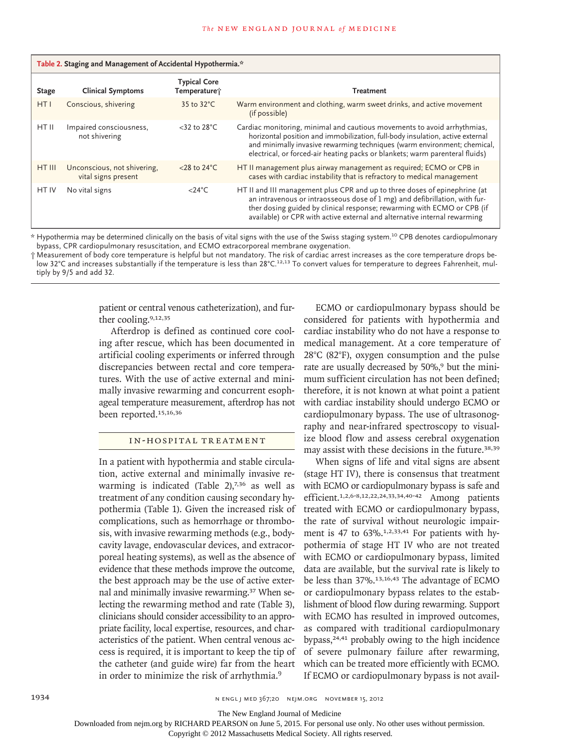**Table 2. Staging and Management of Accidental Hypothermia.***

| Stage | Clinical Symptoms | Typical Core Temperature† | Treatment |
|---|---|---|---|
| HT I | Conscious, shivering | 35 to 32°C | Warm environment and clothing, warm sweet drinks, and active movement (if possible) |
| HT II | Impaired consciousness, not shivering | <32 to 28°C | Cardiac monitoring, minimal and cautious movements to avoid arrhythmias, horizontal position and immobilization, full-body insulation, active external and minimally invasive rewarming techniques (warm environment; chemical, electrical, or forced-air heating packs or blankets; warm parenteral fluids) |
| HT III | Unconscious, not shivering, vital signs present | <28 to 24°C | HT II management plus airway management as required; ECMO or CPB in cases with cardiac instability that is refractory to medical management |
| HT IV | No vital signs | <24°C | HT II and III management plus CPR and up to three doses of epinephrine (at an intravenous or intraosseous dose of 1 mg) and defibrillation, with further dosing guided by clinical response; rewarming with ECMO or CPB (if available) or CPR with active external and alternative internal rewarming |

\* Hypothermia may be determined clinically on the basis of vital signs with the use of the Swiss staging system.[10] CPB denotes cardiopulmonary bypass, CPR cardiopulmonary resuscitation, and ECMO extracorporeal membrane oxygenation.

† Measurement of body core temperature is helpful but not mandatory. The risk of cardiac arrest increases as the core temperature drops below 32°C and increases substantially if the temperature is less than 28°C.[12,13] To convert values for temperature to degrees Fahrenheit, multiply by 9/5 and add 32.

patient or central venous catheterization), and further cooling.[9,12,35]

Afterdrop is defined as continued core cooling after rescue, which has been documented in artificial cooling experiments or inferred through discrepancies between rectal and core temperatures. With the use of active external and minimally invasive rewarming and concurrent esophageal temperature measurement, afterdrop has not been reported.[15,16,36]

## IN-HOSPITAL TREATMENT

In a patient with hypothermia and stable circulation, active external and minimally invasive rewarming is indicated (Table 2),[7,36] as well as treatment of any condition causing secondary hypothermia (Table 1). Given the increased risk of complications, such as hemorrhage or thrombosis, with invasive rewarming methods (e.g., body-cavity lavage, endovascular devices, and extracorporeal heating systems), as well as the absence of evidence that these methods improve the outcome, the best approach may be the use of active external and minimally invasive rewarming.[37] When selecting the rewarming method and rate (Table 3), clinicians should consider accessibility to an appropriate facility, local expertise, resources, and characteristics of the patient. When central venous access is required, it is important to keep the tip of the catheter (and guide wire) far from the heart in order to minimize the risk of arrhythmia.[9]

ECMO or cardiopulmonary bypass should be considered for patients with hypothermia and cardiac instability who do not have a response to medical management. At a core temperature of 28°C (82°F), oxygen consumption and the pulse rate are usually decreased by 50%,[9] but the minimum sufficient circulation has not been defined; therefore, it is not known at what point a patient with cardiac instability should undergo ECMO or cardiopulmonary bypass. The use of ultrasonography and near-infrared spectroscopy to visualize blood flow and assess cerebral oxygenation may assist with these decisions in the future.[38,39]

When signs of life and vital signs are absent (stage HT IV), there is consensus that treatment with ECMO or cardiopulmonary bypass is safe and efficient.[1,2,6-8,12,22,24,33,34,40-42] Among patients treated with ECMO or cardiopulmonary bypass, the rate of survival without neurologic impairment is 47 to 63%.[1,2,33,41] For patients with hypothermia of stage HT IV who are not treated with ECMO or cardiopulmonary bypass, limited data are available, but the survival rate is likely to be less than 37%.[13,16,43] The advantage of ECMO or cardiopulmonary bypass relates to the establishment of blood flow during rewarming. Support with ECMO has resulted in improved outcomes, as compared with traditional cardiopulmonary bypass,[24,41] probably owing to the high incidence of severe pulmonary failure after rewarming, which can be treated more efficiently with ECMO. If ECMO or cardiopulmonary bypass is not avail-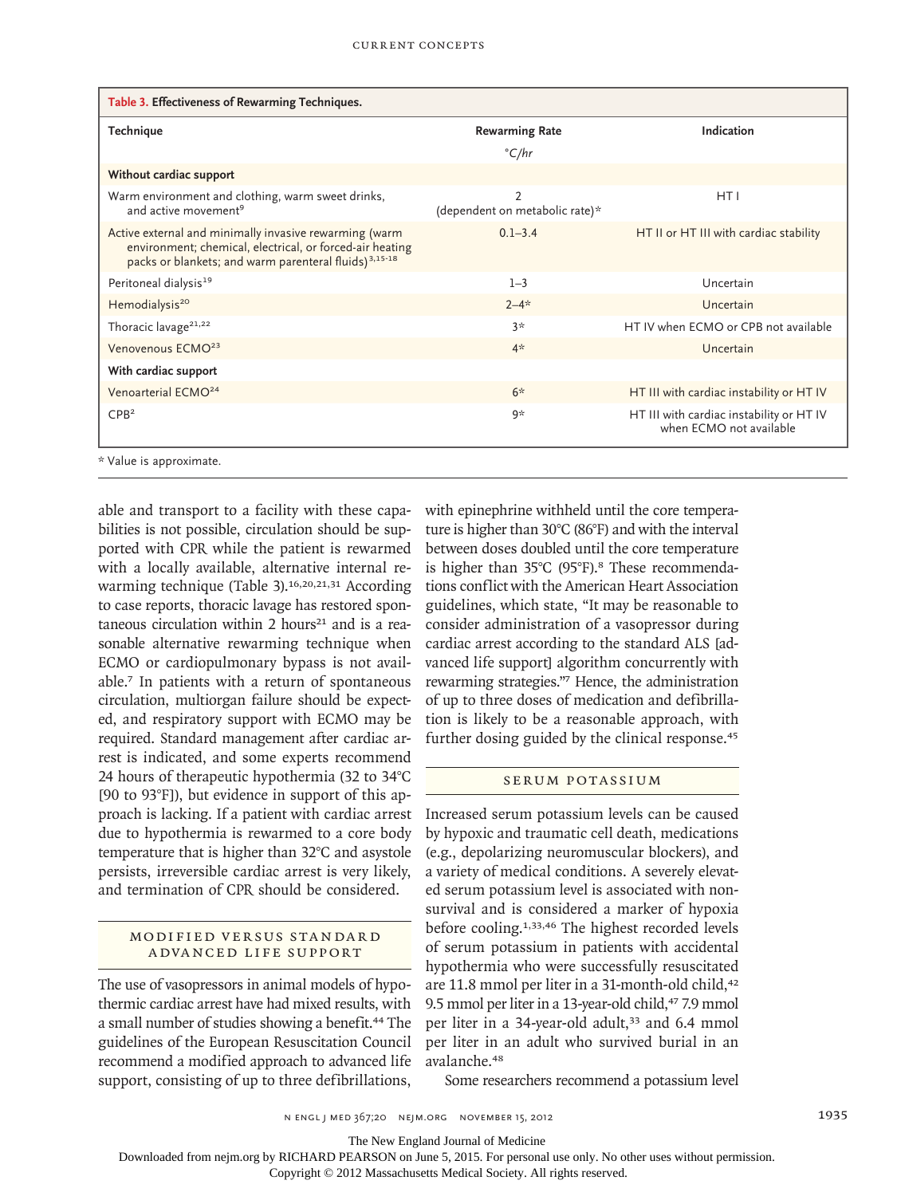**Table 3. Effectiveness of Rewarming Techniques.**

| Technique | Rewarming Rate | Indication |
|---|---|---|
| | °C/hr | |
| **Without cardiac support** | | |
| Warm environment and clothing, warm sweet drinks, and active movement[9] | 2 (dependent on metabolic rate)* | HT I |
| Active external and minimally invasive rewarming (warm environment; chemical, electrical, or forced-air heating packs or blankets; and warm parenteral fluids)[3,15-18] | 0.1–3.4 | HT II or HT III with cardiac stability |
| Peritoneal dialysis[19] | 1–3 | Uncertain |
| Hemodialysis[20] | 2–4* | Uncertain |
| Thoracic lavage[21,22] | 3* | HT IV when ECMO or CPB not available |
| Venovenous ECMO[23] | 4* | Uncertain |
| **With cardiac support** | | |
| Venoarterial ECMO[24] | 6* | HT III with cardiac instability or HT IV |
| CPB[2] | 9* | HT III with cardiac instability or HT IV when ECMO not available |

* Value is approximate.

able and transport to a facility with these capabilities is not possible, circulation should be supported with CPR while the patient is rewarmed with a locally available, alternative internal rewarming technique (Table 3).[16,20,21,31] According to case reports, thoracic lavage has restored spontaneous circulation within 2 hours[21] and is a reasonable alternative rewarming technique when ECMO or cardiopulmonary bypass is not available.[7] In patients with a return of spontaneous circulation, multiorgan failure should be expected, and respiratory support with ECMO may be required. Standard management after cardiac arrest is indicated, and some experts recommend 24 hours of therapeutic hypothermia (32 to 34°C [90 to 93°F]), but evidence in support of this approach is lacking. If a patient with cardiac arrest due to hypothermia is rewarmed to a core body temperature that is higher than 32°C and asystole persists, irreversible cardiac arrest is very likely, and termination of CPR should be considered.

## MODIFIED VERSUS STANDARD ADVANCED LIFE SUPPORT

The use of vasopressors in animal models of hypothermic cardiac arrest have had mixed results, with a small number of studies showing a benefit.[44] The guidelines of the European Resuscitation Council recommend a modified approach to advanced life support, consisting of up to three defibrillations, with epinephrine withheld until the core temperature is higher than 30°C (86°F) and with the interval between doses doubled until the core temperature is higher than 35°C (95°F).[8] These recommendations conflict with the American Heart Association guidelines, which state, "It may be reasonable to consider administration of a vasopressor during cardiac arrest according to the standard ALS [advanced life support] algorithm concurrently with rewarming strategies."[7] Hence, the administration of up to three doses of medication and defibrillation is likely to be a reasonable approach, with further dosing guided by the clinical response.[45]

## SERUM POTASSIUM

Increased serum potassium levels can be caused by hypoxic and traumatic cell death, medications (e.g., depolarizing neuromuscular blockers), and a variety of medical conditions. A severely elevated serum potassium level is associated with nonsurvival and is considered a marker of hypoxia before cooling.[1,33,46] The highest recorded levels of serum potassium in patients with accidental hypothermia who were successfully resuscitated are 11.8 mmol per liter in a 31-month-old child,[42] 9.5 mmol per liter in a 13-year-old child,[47] 7.9 mmol per liter in a 34-year-old adult,[33] and 6.4 mmol per liter in an adult who survived burial in an avalanche.[48]

Some researchers recommend a potassium level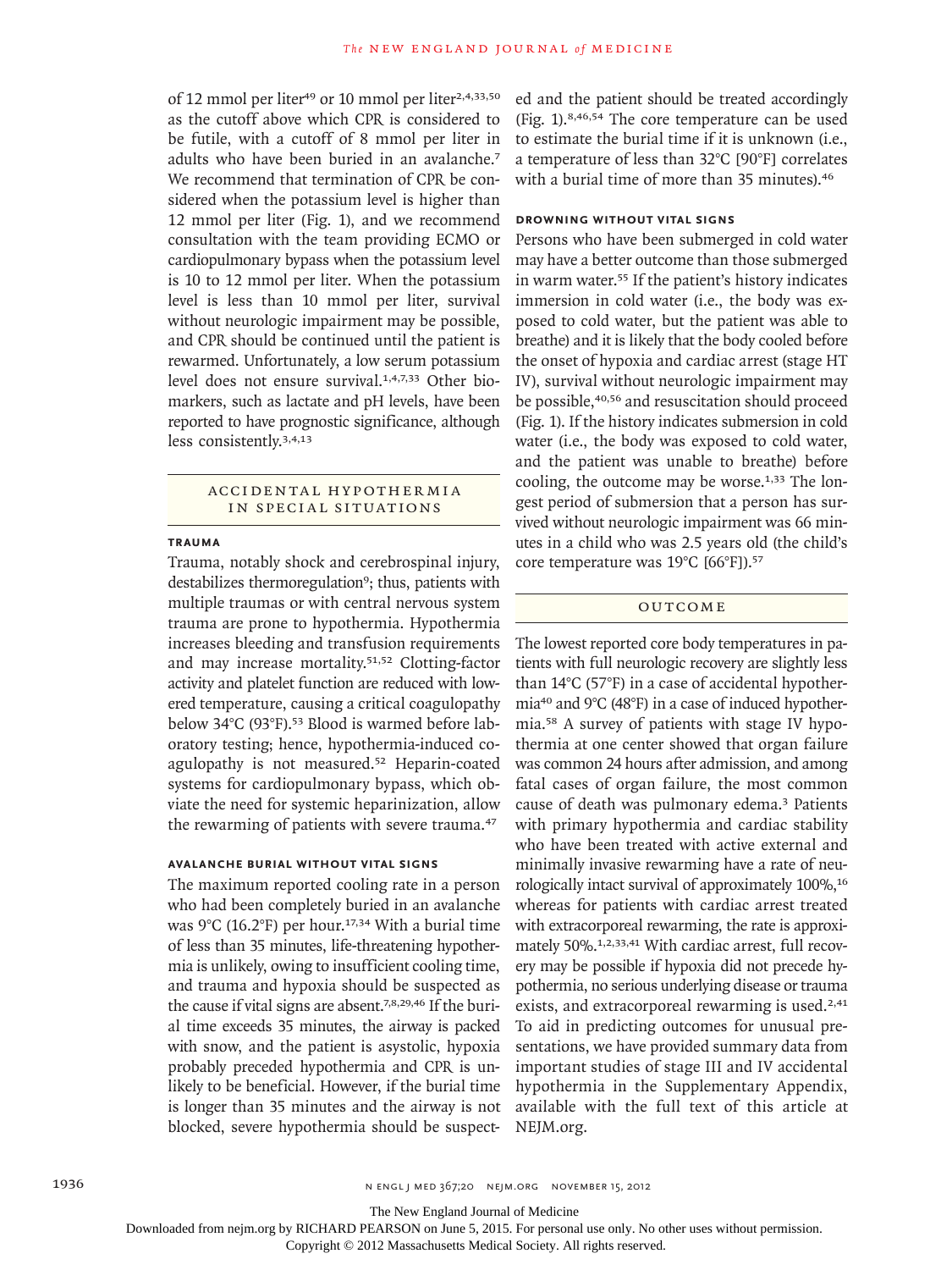of 12 mmol per liter[49] or 10 mmol per liter[2,4,33,50] as the cutoff above which CPR is considered to be futile, with a cutoff of 8 mmol per liter in adults who have been buried in an avalanche.[7] We recommend that termination of CPR be considered when the potassium level is higher than 12 mmol per liter (Fig. 1), and we recommend consultation with the team providing ECMO or cardiopulmonary bypass when the potassium level is 10 to 12 mmol per liter. When the potassium level is less than 10 mmol per liter, survival without neurologic impairment may be possible, and CPR should be continued until the patient is rewarmed. Unfortunately, a low serum potassium level does not ensure survival.[1,4,7,33] Other biomarkers, such as lactate and pH levels, have been reported to have prognostic significance, although less consistently.[3,4,13]

## Accidental Hypothermia in Special Situations

### Trauma

Trauma, notably shock and cerebrospinal injury, destabilizes thermoregulation[9]; thus, patients with multiple traumas or with central nervous system trauma are prone to hypothermia. Hypothermia increases bleeding and transfusion requirements and may increase mortality.[51,52] Clotting-factor activity and platelet function are reduced with lowered temperature, causing a critical coagulopathy below 34°C (93°F).[53] Blood is warmed before laboratory testing; hence, hypothermia-induced coagulopathy is not measured.[52] Heparin-coated systems for cardiopulmonary bypass, which obviate the need for systemic heparinization, allow the rewarming of patients with severe trauma.[47]

### Avalanche Burial without Vital Signs

The maximum reported cooling rate in a person who had been completely buried in an avalanche was 9°C (16.2°F) per hour.[17,34] With a burial time of less than 35 minutes, life-threatening hypothermia is unlikely, owing to insufficient cooling time, and trauma and hypoxia should be suspected as the cause if vital signs are absent.[7,8,29,46] If the burial time exceeds 35 minutes, the airway is packed with snow, and the patient is asystolic, hypoxia probably preceded hypothermia and CPR is unlikely to be beneficial. However, if the burial time is longer than 35 minutes and the airway is not blocked, severe hypothermia should be suspected and the patient should be treated accordingly (Fig. 1).[8,46,54] The core temperature can be used to estimate the burial time if it is unknown (i.e., a temperature of less than 32°C [90°F] correlates with a burial time of more than 35 minutes).[46]

### Drowning without Vital Signs

Persons who have been submerged in cold water may have a better outcome than those submerged in warm water.[55] If the patient's history indicates immersion in cold water (i.e., the body was exposed to cold water, but the patient was able to breathe) and it is likely that the body cooled before the onset of hypoxia and cardiac arrest (stage HT IV), survival without neurologic impairment may be possible,[40,56] and resuscitation should proceed (Fig. 1). If the history indicates submersion in cold water (i.e., the body was exposed to cold water, and the patient was unable to breathe) before cooling, the outcome may be worse.[1,33] The longest period of submersion that a person has survived without neurologic impairment was 66 minutes in a child who was 2.5 years old (the child's core temperature was 19°C [66°F]).[57]

## Outcome

The lowest reported core body temperatures in patients with full neurologic recovery are slightly less than 14°C (57°F) in a case of accidental hypothermia[40] and 9°C (48°F) in a case of induced hypothermia.[58] A survey of patients with stage IV hypothermia at one center showed that organ failure was common 24 hours after admission, and among fatal cases of organ failure, the most common cause of death was pulmonary edema.[3] Patients with primary hypothermia and cardiac stability who have been treated with active external and minimally invasive rewarming have a rate of neurologically intact survival of approximately 100%,[16] whereas for patients with cardiac arrest treated with extracorporeal rewarming, the rate is approximately 50%.[1,2,33,41] With cardiac arrest, full recovery may be possible if hypoxia did not precede hypothermia, no serious underlying disease or trauma exists, and extracorporeal rewarming is used.[2,41] To aid in predicting outcomes for unusual presentations, we have provided summary data from important studies of stage III and IV accidental hypothermia in the Supplementary Appendix, available with the full text of this article at NEJM.org.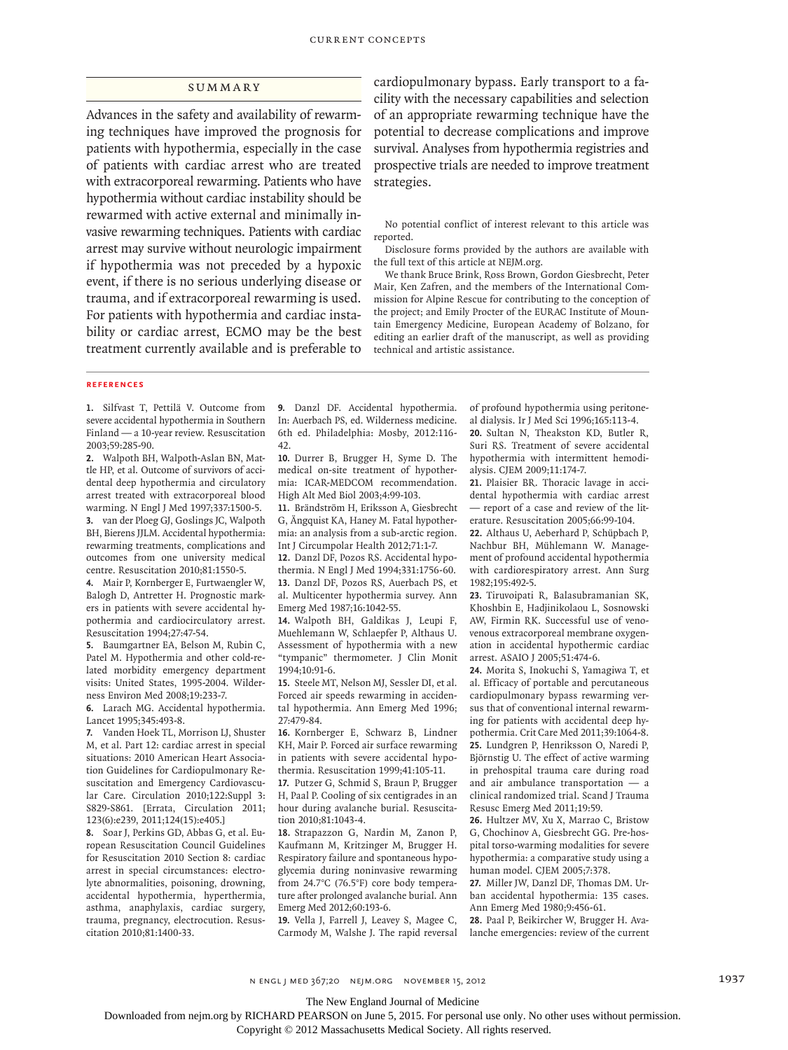## SUMMARY

Advances in the safety and availability of rewarming techniques have improved the prognosis for patients with hypothermia, especially in the case of patients with cardiac arrest who are treated with extracorporeal rewarming. Patients who have hypothermia without cardiac instability should be rewarmed with active external and minimally invasive rewarming techniques. Patients with cardiac arrest may survive without neurologic impairment if hypothermia was not preceded by a hypoxic event, if there is no serious underlying disease or trauma, and if extracorporeal rewarming is used. For patients with hypothermia and cardiac instability or cardiac arrest, ECMO may be the best treatment currently available and is preferable to cardiopulmonary bypass. Early transport to a facility with the necessary capabilities and selection of an appropriate rewarming technique have the potential to decrease complications and improve survival. Analyses from hypothermia registries and prospective trials are needed to improve treatment strategies.

No potential conflict of interest relevant to this article was reported.

Disclosure forms provided by the authors are available with the full text of this article at NEJM.org.

We thank Bruce Brink, Ross Brown, Gordon Giesbrecht, Peter Mair, Ken Zafren, and the members of the International Commission for Alpine Rescue for contributing to the conception of the project; and Emily Procter of the EURAC Institute of Mountain Emergency Medicine, European Academy of Bolzano, for editing an earlier draft of the manuscript, as well as providing technical and artistic assistance.

## REFERENCES

1. Silfvast T, Pettilä V. Outcome from severe accidental hypothermia in Southern Finland — a 10-year review. Resuscitation 2003;59:285-90.
2. Walpoth BH, Walpoth-Aslan BN, Mattle HP, et al. Outcome of survivors of accidental deep hypothermia and circulatory arrest treated with extracorporeal blood warming. N Engl J Med 1997;337:1500-5.
3. van der Ploeg GJ, Goslings JC, Walpoth BH, Bierens JJLM. Accidental hypothermia: rewarming treatments, complications and outcomes from one university medical centre. Resuscitation 2010;81:1550-5.
4. Mair P, Kornberger E, Furtwaengler W, Balogh D, Antretter H. Prognostic markers in patients with severe accidental hypothermia and cardiocirculatory arrest. Resuscitation 1994;27:47-54.
5. Baumgartner EA, Belson M, Rubin C, Patel M. Hypothermia and other cold-related morbidity emergency department visits: United States, 1995-2004. Wilderness Environ Med 2008;19:233-7.
6. Larach MG. Accidental hypothermia. Lancet 1995;345:493-8.
7. Vanden Hoek TL, Morrison LJ, Shuster M, et al. Part 12: cardiac arrest in special situations: 2010 American Heart Association Guidelines for Cardiopulmonary Resuscitation and Emergency Cardiovascular Care. Circulation 2010;122:Suppl 3: S829-S861. [Errata, Circulation 2011; 123(6):e239, 2011;124(15):e405.]
8. Soar J, Perkins GD, Abbas G, et al. European Resuscitation Council Guidelines for Resuscitation 2010 Section 8: cardiac arrest in special circumstances: electrolyte abnormalities, poisoning, drowning, accidental hypothermia, hyperthermia, asthma, anaphylaxis, cardiac surgery, trauma, pregnancy, electrocution. Resuscitation 2010;81:1400-33.
9. Danzl DF. Accidental hypothermia. In: Auerbach PS, ed. Wilderness medicine. 6th ed. Philadelphia: Mosby, 2012:116-42.
10. Durrer B, Brugger H, Syme D. The medical on-site treatment of hypothermia: ICAR-MEDCOM recommendation. High Alt Med Biol 2003;4:99-103.
11. Brändström H, Eriksson A, Giesbrecht G, Ängquist KA, Haney M. Fatal hypothermia: an analysis from a sub-arctic region. Int J Circumpolar Health 2012;71:1-7.
12. Danzl DF, Pozos RS. Accidental hypothermia. N Engl J Med 1994;331:1756-60.
13. Danzl DF, Pozos RS, Auerbach PS, et al. Multicenter hypothermia survey. Ann Emerg Med 1987;16:1042-55.
14. Walpoth BH, Galdikas J, Leupi F, Muehlemann W, Schlaepfer P, Althaus U. Assessment of hypothermia with a new "tympanic" thermometer. J Clin Monit 1994;10:91-6.
15. Steele MT, Nelson MJ, Sessler DI, et al. Forced air speeds rewarming in accidental hypothermia. Ann Emerg Med 1996; 27:479-84.
16. Kornberger E, Schwarz B, Lindner KH, Mair P. Forced air surface rewarming in patients with severe accidental hypothermia. Resuscitation 1999;41:105-11.
17. Putzer G, Schmid S, Braun P, Brugger H, Paal P. Cooling of six centigrades in an hour during avalanche burial. Resuscitation 2010;81:1043-4.
18. Strapazzon G, Nardin M, Zanon P, Kaufmann M, Kritzinger M, Brugger H. Respiratory failure and spontaneous hypoglycemia during noninvasive rewarming from 24.7°C (76.5°F) core body temperature after prolonged avalanche burial. Ann Emerg Med 2012;60:193-6.
19. Vella J, Farrell J, Leavey S, Magee C, Carmody M, Walshe J. The rapid reversal of profound hypothermia using peritoneal dialysis. Ir J Med Sci 1996;165:113-4.
20. Sultan N, Theakston KD, Butler R, Suri RS. Treatment of severe accidental hypothermia with intermittent hemodialysis. CJEM 2009;11:174-7.
21. Plaisier BR. Thoracic lavage in accidental hypothermia with cardiac arrest — report of a case and review of the literature. Resuscitation 2005;66:99-104.
22. Althaus U, Aeberhard P, Schüpbach P, Nachbur BH, Mühlemann W. Management of profound accidental hypothermia with cardiorespiratory arrest. Ann Surg 1982;195:492-5.
23. Tiruvoipati R, Balasubramanian SK, Khoshbin E, Hadjinikolaou L, Sosnowski AW, Firmin RK. Successful use of venovenous extracorporeal membrane oxygenation in accidental hypothermic cardiac arrest. ASAIO J 2005;51:474-6.
24. Morita S, Inokuchi S, Yamagiwa T, et al. Efficacy of portable and percutaneous cardiopulmonary bypass rewarming versus that of conventional internal rewarming for patients with accidental deep hypothermia. Crit Care Med 2011;39:1064-8.
25. Lundgren P, Henriksson O, Naredi P, Björnstig U. The effect of active warming in prehospital trauma care during road and air ambulance transportation — a clinical randomized trial. Scand J Trauma Resusc Emerg Med 2011;19:59.
26. Hultzer MV, Xu X, Marrao C, Bristow G, Chochinov A, Giesbrecht GG. Pre-hospital torso-warming modalities for severe hypothermia: a comparative study using a human model. CJEM 2005;7:378.
27. Miller JW, Danzl DF, Thomas DM. Urban accidental hypothermia: 135 cases. Ann Emerg Med 1980;9:456-61.
28. Paal P, Beikircher W, Brugger H. Avalanche emergencies: review of the current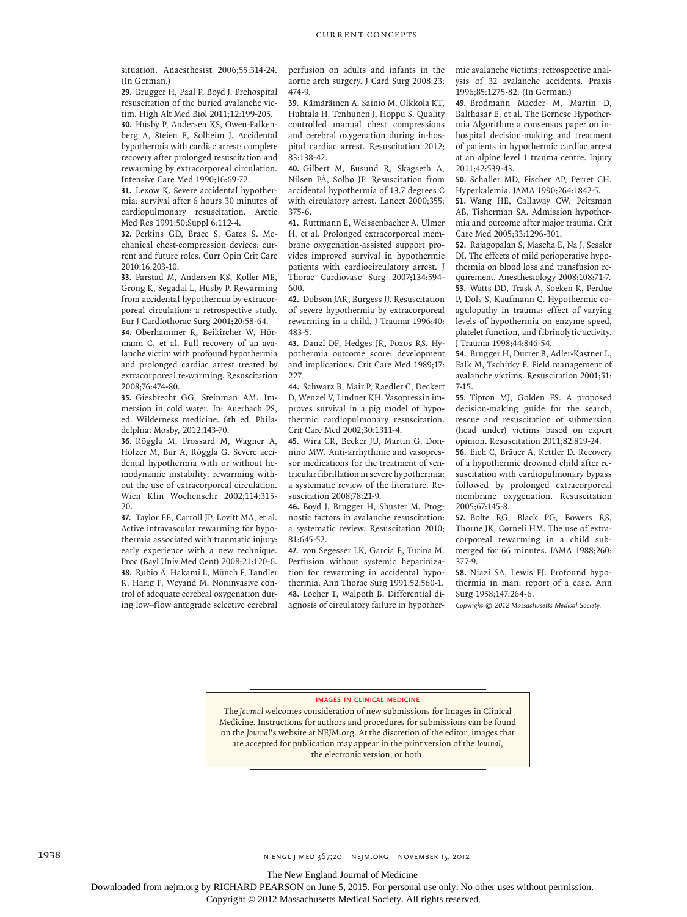situation. Anaesthesist 2006;55:314-24. (In German.)

**29.** Brugger H, Paal P, Boyd J. Prehospital resuscitation of the buried avalanche victim. High Alt Med Biol 2011;12:199-205.

**30.** Husby P, Andersen KS, Owen-Falkenberg A, Steien E, Solheim J. Accidental hypothermia with cardiac arrest: complete recovery after prolonged resuscitation and rewarming by extracorporeal circulation. Intensive Care Med 1990;16:69-72.

**31.** Lexow K. Severe accidental hypothermia: survival after 6 hours 30 minutes of cardiopulmonary resuscitation. Arctic Med Res 1991;50:Suppl 6:112-4.

**32.** Perkins GD, Brace S, Gates S. Mechanical chest-compression devices: current and future roles. Curr Opin Crit Care 2010;16:203-10.

**33.** Farstad M, Andersen KS, Koller ME, Grong K, Segadal L, Husby P. Rewarming from accidental hypothermia by extracorporeal circulation: a retrospective study. Eur J Cardiothorac Surg 2001;20:58-64.

**34.** Oberhammer R, Beikircher W, Hörmann C, et al. Full recovery of an avalanche victim with profound hypothermia and prolonged cardiac arrest treated by extracorporeal re-warming. Resuscitation 2008;76:474-80.

**35.** Giesbrecht GG, Steinman AM. Immersion in cold water. In: Auerbach PS, ed. Wilderness medicine. 6th ed. Philadelphia: Mosby, 2012:143-70.

**36.** Röggla M, Frossard M, Wagner A, Holzer M, Bur A, Röggla G. Severe accidental hypothermia with or without hemodynamic instability: rewarming without the use of extracorporeal circulation. Wien Klin Wochenschr 2002;114:315-20.

**37.** Taylor EE, Carroll JP, Lovitt MA, et al. Active intravascular rewarming for hypothermia associated with traumatic injury: early experience with a new technique. Proc (Bayl Univ Med Cent) 2008;21:120-6.

**38.** Rubio Á, Hakami L, Münch F, Tandler R, Harig F, Weyand M. Noninvasive control of adequate cerebral oxygenation during low–flow antegrade selective cerebral perfusion on adults and infants in the aortic arch surgery. J Card Surg 2008;23:474-9.

**39.** Kämäräinen A, Sainio M, Olkkola KT, Huhtala H, Tenhunen J, Hoppu S. Quality controlled manual chest compressions and cerebral oxygenation during in-hospital cardiac arrest. Resuscitation 2012;83:138-42.

**40.** Gilbert M, Busund R, Skagseth A, Nilsen PÅ, Solbø JP. Resuscitation from accidental hypothermia of 13.7 degrees C with circulatory arrest. Lancet 2000;355:375-6.

**41.** Ruttmann E, Weissenbacher A, Ulmer H, et al. Prolonged extracorporeal membrane oxygenation-assisted support provides improved survival in hypothermic patients with cardiocirculatory arrest. J Thorac Cardiovasc Surg 2007;134:594-600.

**42.** Dobson JAR, Burgess JJ. Resuscitation of severe hypothermia by extracorporeal rewarming in a child. J Trauma 1996;40:483-5.

**43.** Danzl DF, Hedges JR, Pozos RS. Hypothermia outcome score: development and implications. Crit Care Med 1989;17:227.

**44.** Schwarz B, Mair P, Raedler C, Deckert D, Wenzel V, Lindner KH. Vasopressin improves survival in a pig model of hypothermic cardiopulmonary resuscitation. Crit Care Med 2002;30:1311-4.

**45.** Wira CR, Becker JU, Martin G, Donnino MW. Anti-arrhythmic and vasopressor medications for the treatment of ventricular fibrillation in severe hypothermia: a systematic review of the literature. Resuscitation 2008;78:21-9.

**46.** Boyd J, Brugger H, Shuster M. Prognostic factors in avalanche resuscitation: a systematic review. Resuscitation 2010;81:645-52.

**47.** von Segesser LK, Garcia E, Turina M. Perfusion without systemic heparinization for rewarming in accidental hypothermia. Ann Thorac Surg 1991;52:560-1.

**48.** Locher T, Walpoth B. Differential diagnosis of circulatory failure in hypothermic avalanche victims: retrospective analysis of 32 avalanche accidents. Praxis 1996;85:1275-82. (In German.)

**49.** Brodmann Maeder M, Martin D, Balthasar E, et al. The Bernese Hypothermia Algorithm: a consensus paper on in-hospital decision-making and treatment of patients in hypothermic cardiac arrest at an alpine level 1 trauma centre. Injury 2011;42:539-43.

**50.** Schaller MD, Fischer AP, Perret CH. Hyperkalemia. JAMA 1990;264:1842-5.

**51.** Wang HE, Callaway CW, Peitzman AB, Tisherman SA. Admission hypothermia and outcome after major trauma. Crit Care Med 2005;33:1296-301.

**52.** Rajagopalan S, Mascha E, Na J, Sessler DI. The effects of mild perioperative hypothermia on blood loss and transfusion requirement. Anesthesiology 2008;108:71-7.

**53.** Watts DD, Trask A, Soeken K, Perdue P, Dols S, Kaufmann C. Hypothermic coagulopathy in trauma: effect of varying levels of hypothermia on enzyme speed, platelet function, and fibrinolytic activity. J Trauma 1998;44:846-54.

**54.** Brugger H, Durrer B, Adler-Kastner L, Falk M, Tschirky F. Field management of avalanche victims. Resuscitation 2001;51:7-15.

**55.** Tipton MJ, Golden FS. A proposed decision-making guide for the search, rescue and resuscitation of submersion (head under) victims based on expert opinion. Resuscitation 2011;82:819-24.

**56.** Eich C, Bräuer A, Kettler D. Recovery of a hypothermic drowned child after resuscitation with cardiopulmonary bypass followed by prolonged extracorporeal membrane oxygenation. Resuscitation 2005;67:145-8.

**57.** Bolte RG, Black PG, Bowers RS, Thorne JK, Corneli HM. The use of extracorporeal rewarming in a child submerged for 66 minutes. JAMA 1988;260:377-9.

**58.** Niazi SA, Lewis FJ. Profound hypothermia in man: report of a case. Ann Surg 1958;147:264-6.

*Copyright © 2012 Massachusetts Medical Society.*

**IMAGES IN CLINICAL MEDICINE**

The *Journal* welcomes consideration of new submissions for Images in Clinical Medicine. Instructions for authors and procedures for submissions can be found on the *Journal*'s website at NEJM.org. At the discretion of the editor, images that are accepted for publication may appear in the print version of the *Journal*, the electronic version, or both.